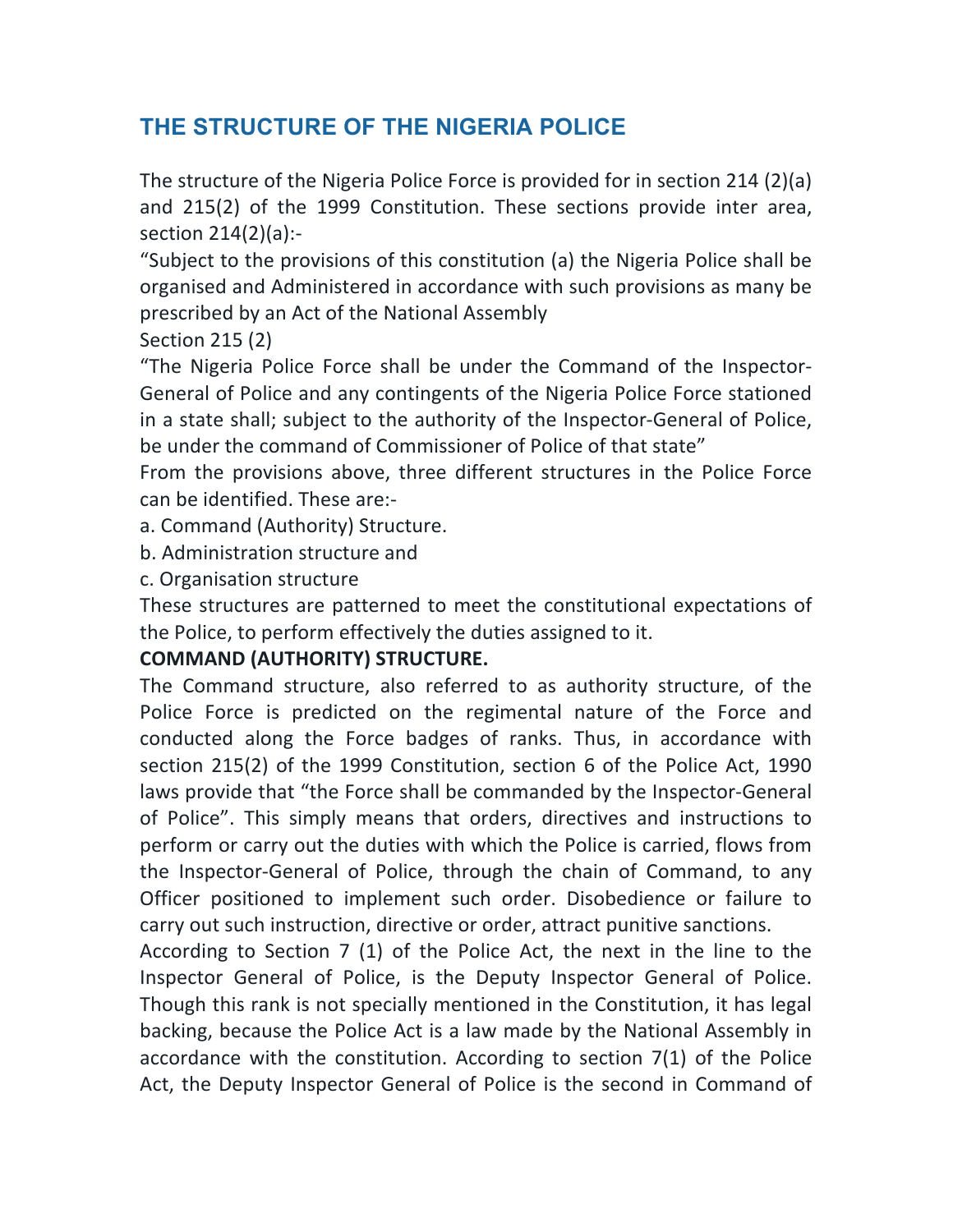## THE STRUCTURE OF THE NIGERIA POLICE

The structure of the Nigeria Police Force is provided for in section 214 (2)(a) and 215(2) of the 1999 Constitution. These sections provide inter area, section 214(2)(a):-

"Subject to the provisions of this constitution (a) the Nigeria Police shall be organised and Administered in accordance with such provisions as many be prescribed by an Act of the National Assembly

Section 215 (2)

"The Nigeria Police Force shall be under the Command of the Inspector-General of Police and any contingents of the Nigeria Police Force stationed in a state shall; subject to the authority of the Inspector-General of Police, be under the command of Commissioner of Police of that state"

From the provisions above, three different structures in the Police Force can be identified. These are:-

a. Command (Authority) Structure.

b. Administration structure and

c. Organisation structure

These structures are patterned to meet the constitutional expectations of the Police, to perform effectively the duties assigned to it.

**COMMAND (AUTHORITY) STRUCTURE.**

The Command structure, also referred to as authority structure, of the Police Force is predicted on the regimental nature of the Force and conducted along the Force badges of ranks. Thus, in accordance with section 215(2) of the 1999 Constitution, section 6 of the Police Act, 1990 laws provide that "the Force shall be commanded by the Inspector-General of Police". This simply means that orders, directives and instructions to perform or carry out the duties with which the Police is carried, flows from the Inspector-General of Police, through the chain of Command, to any Officer positioned to implement such order. Disobedience or failure to carry out such instruction, directive or order, attract punitive sanctions.

According to Section 7 (1) of the Police Act, the next in the line to the Inspector General of Police, is the Deputy Inspector General of Police. Though this rank is not specially mentioned in the Constitution, it has legal backing, because the Police Act is a law made by the National Assembly in accordance with the constitution. According to section 7(1) of the Police Act, the Deputy Inspector General of Police is the second in Command of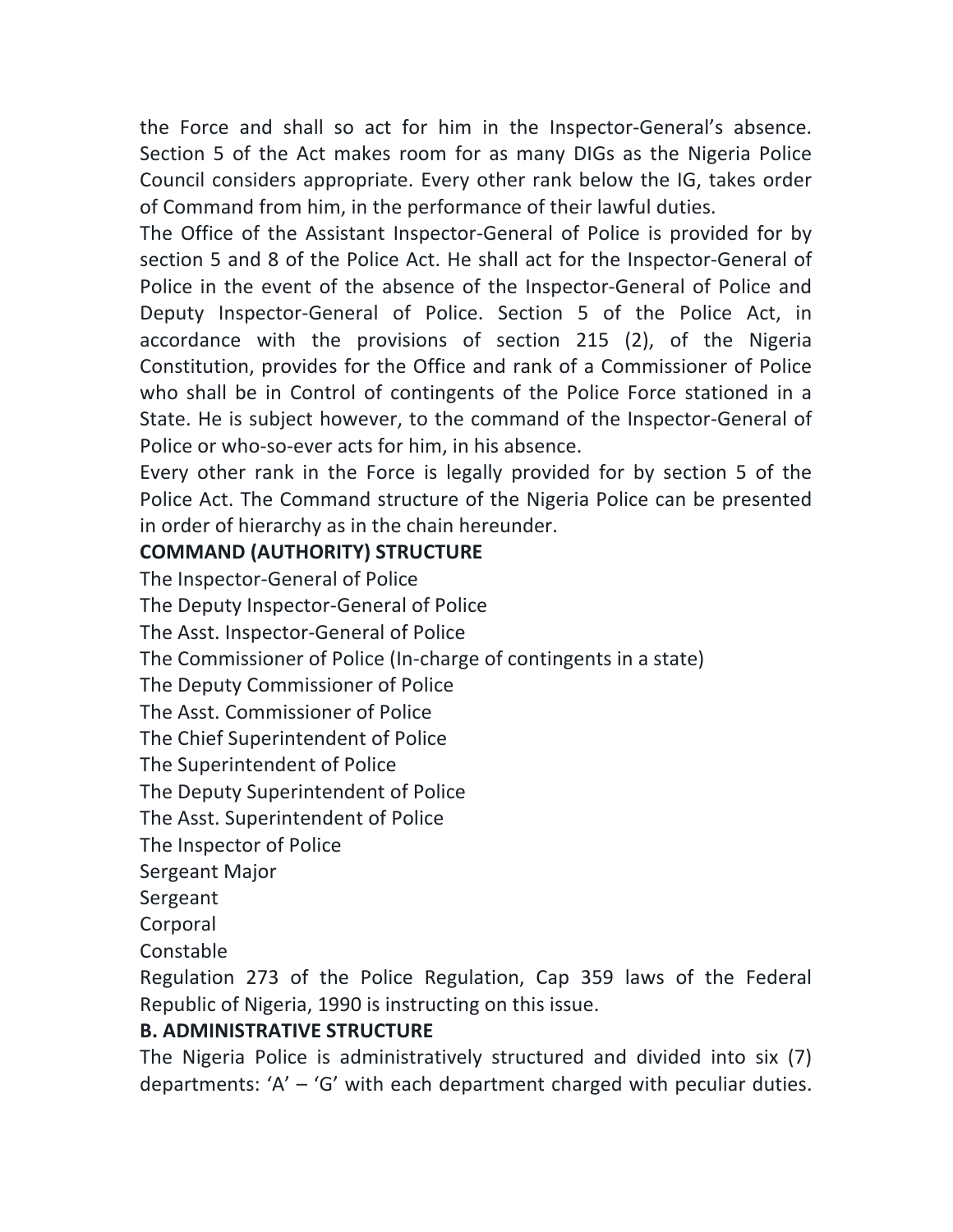the Force and shall so act for him in the Inspector-General's absence. Section 5 of the Act makes room for as many DIGs as the Nigeria Police Council considers appropriate. Every other rank below the IG, takes order of Command from him, in the performance of their lawful duties.

The Office of the Assistant Inspector-General of Police is provided for by section 5 and 8 of the Police Act. He shall act for the Inspector-General of Police in the event of the absence of the Inspector-General of Police and Deputy Inspector-General of Police. Section 5 of the Police Act, in accordance with the provisions of section 215 (2), of the Nigeria Constitution, provides for the Office and rank of a Commissioner of Police who shall be in Control of contingents of the Police Force stationed in a State. He is subject however, to the command of the Inspector-General of Police or who-so-ever acts for him, in his absence.

Every other rank in the Force is legally provided for by section 5 of the Police Act. The Command structure of the Nigeria Police can be presented in order of hierarchy as in the chain hereunder.

**COMMAND (AUTHORITY) STRUCTURE**

The Inspector-General of Police
The Deputy Inspector-General of Police
The Asst. Inspector-General of Police
The Commissioner of Police (In-charge of contingents in a state)
The Deputy Commissioner of Police
The Asst. Commissioner of Police
The Chief Superintendent of Police
The Superintendent of Police
The Deputy Superintendent of Police
The Asst. Superintendent of Police
The Inspector of Police
Sergeant Major
Sergeant
Corporal
Constable

Regulation 273 of the Police Regulation, Cap 359 laws of the Federal Republic of Nigeria, 1990 is instructing on this issue.

**B. ADMINISTRATIVE STRUCTURE**

The Nigeria Police is administratively structured and divided into six (7) departments: 'A' – 'G' with each department charged with peculiar duties.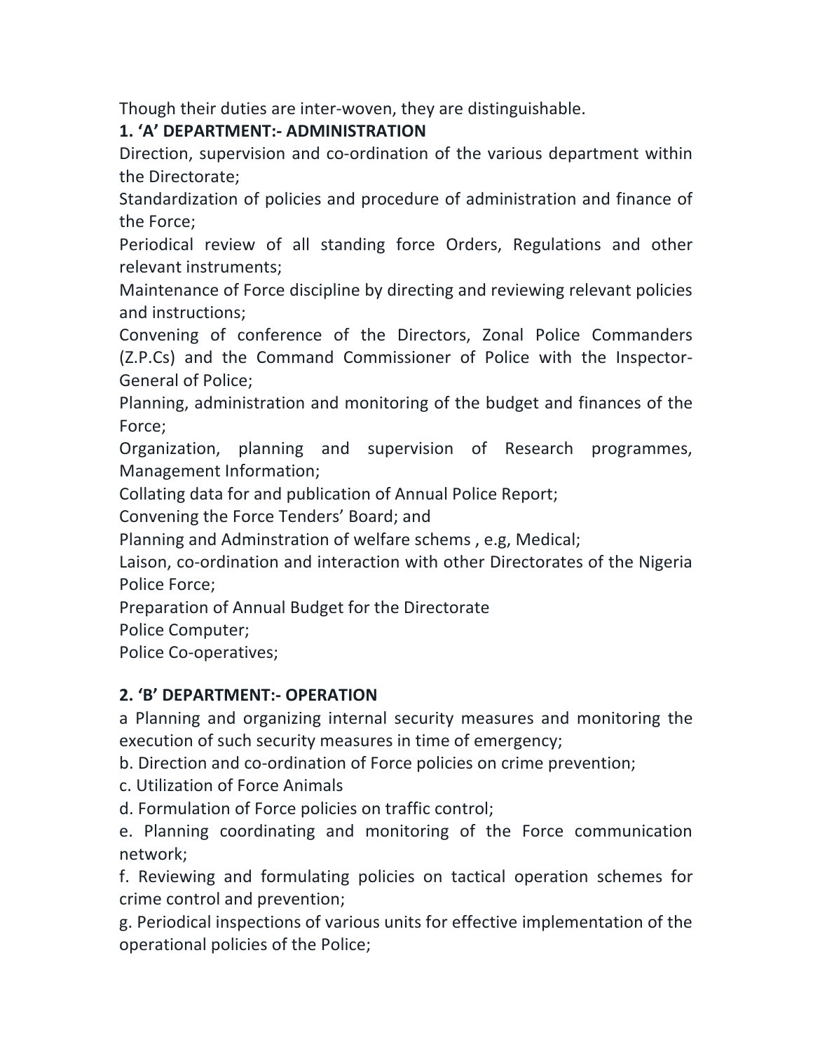Though their duties are inter-woven, they are distinguishable.

**1. 'A' DEPARTMENT:- ADMINISTRATION**

Direction, supervision and co-ordination of the various department within the Directorate;

Standardization of policies and procedure of administration and finance of the Force;

Periodical review of all standing force Orders, Regulations and other relevant instruments;

Maintenance of Force discipline by directing and reviewing relevant policies and instructions;

Convening of conference of the Directors, Zonal Police Commanders (Z.P.Cs) and the Command Commissioner of Police with the Inspector-General of Police;

Planning, administration and monitoring of the budget and finances of the Force;

Organization, planning and supervision of Research programmes, Management Information;

Collating data for and publication of Annual Police Report;

Convening the Force Tenders' Board; and

Planning and Adminstration of welfare schems , e.g, Medical;

Laison, co-ordination and interaction with other Directorates of the Nigeria Police Force;

Preparation of Annual Budget for the Directorate

Police Computer;

Police Co-operatives;

**2. 'B' DEPARTMENT:- OPERATION**

a Planning and organizing internal security measures and monitoring the execution of such security measures in time of emergency;

b. Direction and co-ordination of Force policies on crime prevention;

c. Utilization of Force Animals

d. Formulation of Force policies on traffic control;

e. Planning coordinating and monitoring of the Force communication network;

f. Reviewing and formulating policies on tactical operation schemes for crime control and prevention;

g. Periodical inspections of various units for effective implementation of the operational policies of the Police;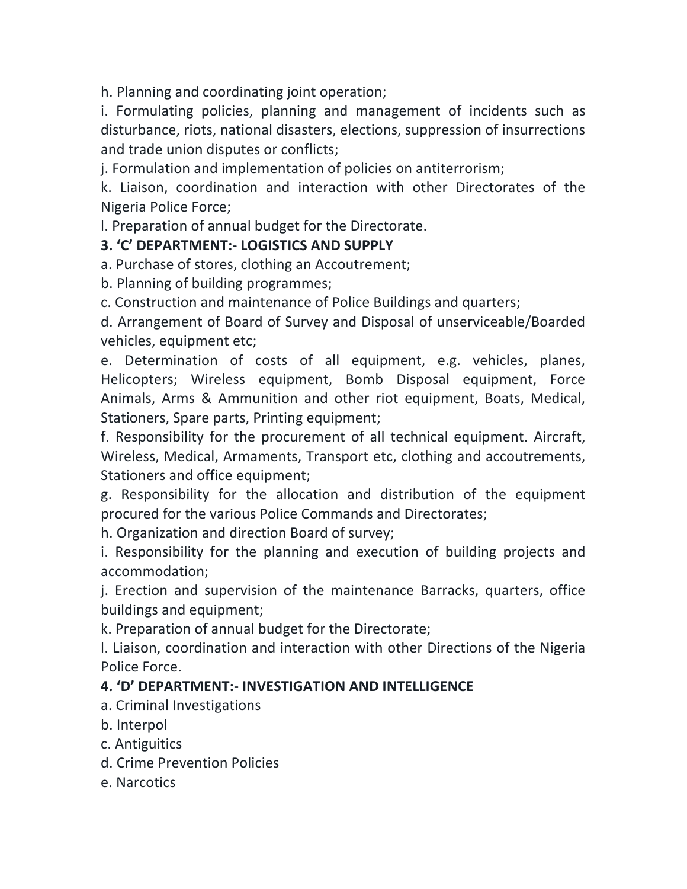h. Planning and coordinating joint operation;

i. Formulating policies, planning and management of incidents such as disturbance, riots, national disasters, elections, suppression of insurrections and trade union disputes or conflicts;

j. Formulation and implementation of policies on antiterrorism;

k. Liaison, coordination and interaction with other Directorates of the Nigeria Police Force;

l. Preparation of annual budget for the Directorate.

**3. 'C' DEPARTMENT:- LOGISTICS AND SUPPLY**

a. Purchase of stores, clothing an Accoutrement;

b. Planning of building programmes;

c. Construction and maintenance of Police Buildings and quarters;

d. Arrangement of Board of Survey and Disposal of unserviceable/Boarded vehicles, equipment etc;

e. Determination of costs of all equipment, e.g. vehicles, planes, Helicopters; Wireless equipment, Bomb Disposal equipment, Force Animals, Arms & Ammunition and other riot equipment, Boats, Medical, Stationers, Spare parts, Printing equipment;

f. Responsibility for the procurement of all technical equipment. Aircraft, Wireless, Medical, Armaments, Transport etc, clothing and accoutrements, Stationers and office equipment;

g. Responsibility for the allocation and distribution of the equipment procured for the various Police Commands and Directorates;

h. Organization and direction Board of survey;

i. Responsibility for the planning and execution of building projects and accommodation;

j. Erection and supervision of the maintenance Barracks, quarters, office buildings and equipment;

k. Preparation of annual budget for the Directorate;

l. Liaison, coordination and interaction with other Directions of the Nigeria Police Force.

**4. 'D' DEPARTMENT:- INVESTIGATION AND INTELLIGENCE**

a. Criminal Investigations

b. Interpol

c. Antiguitics

d. Crime Prevention Policies

e. Narcotics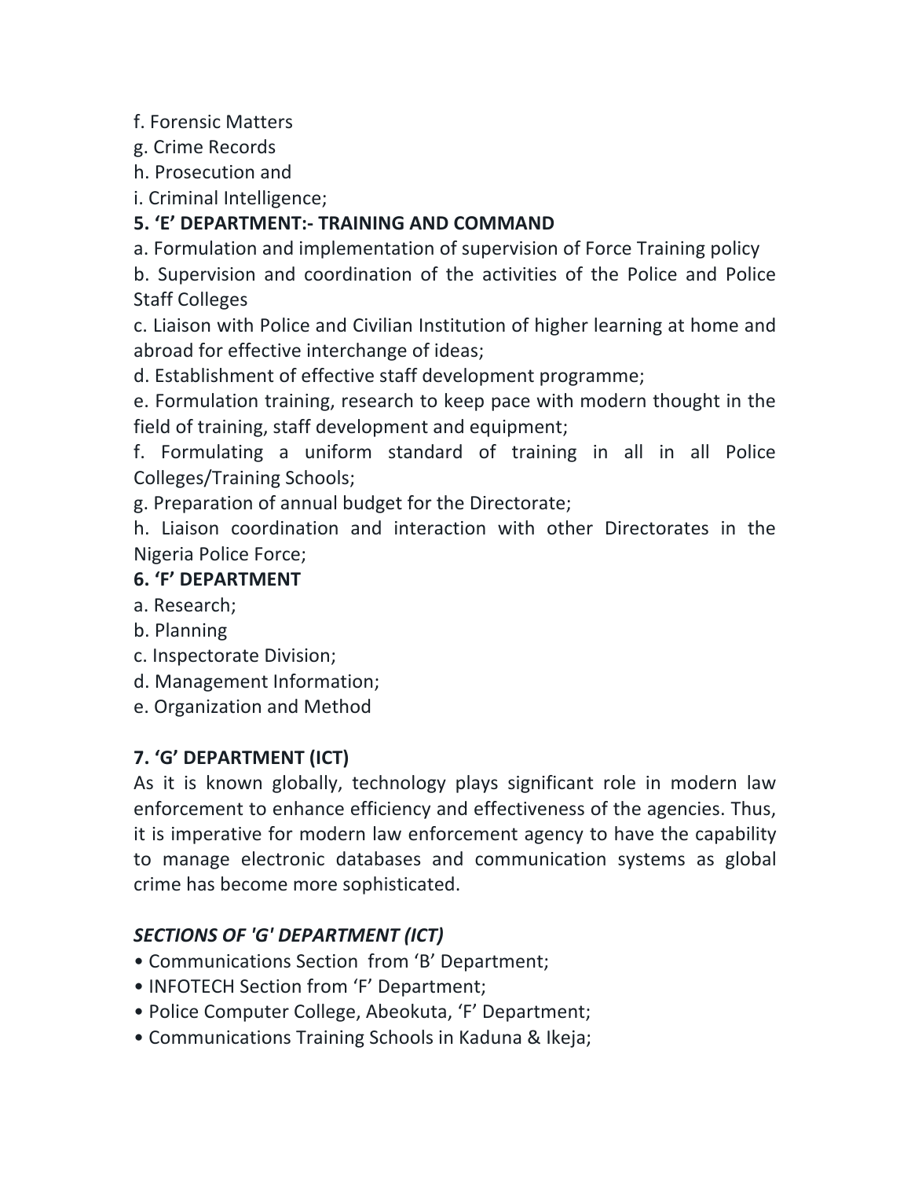f. Forensic Matters

g. Crime Records

h. Prosecution and

i. Criminal Intelligence;

**5. ‘E’ DEPARTMENT:- TRAINING AND COMMAND**

a. Formulation and implementation of supervision of Force Training policy

b. Supervision and coordination of the activities of the Police and Police Staff Colleges

c. Liaison with Police and Civilian Institution of higher learning at home and abroad for effective interchange of ideas;

d. Establishment of effective staff development programme;

e. Formulation training, research to keep pace with modern thought in the field of training, staff development and equipment;

f. Formulating a uniform standard of training in all in all Police Colleges/Training Schools;

g. Preparation of annual budget for the Directorate;

h. Liaison coordination and interaction with other Directorates in the Nigeria Police Force;

**6. ‘F’ DEPARTMENT**

a. Research;

b. Planning

c. Inspectorate Division;

d. Management Information;

e. Organization and Method

**7. ‘G’ DEPARTMENT (ICT)**

As it is known globally, technology plays significant role in modern law enforcement to enhance efficiency and effectiveness of the agencies. Thus, it is imperative for modern law enforcement agency to have the capability to manage electronic databases and communication systems as global crime has become more sophisticated.

***SECTIONS OF 'G' DEPARTMENT (ICT)***

- Communications Section from ‘B’ Department;
- INFOTECH Section from ‘F’ Department;
- Police Computer College, Abeokuta, ‘F’ Department;
- Communications Training Schools in Kaduna & Ikeja;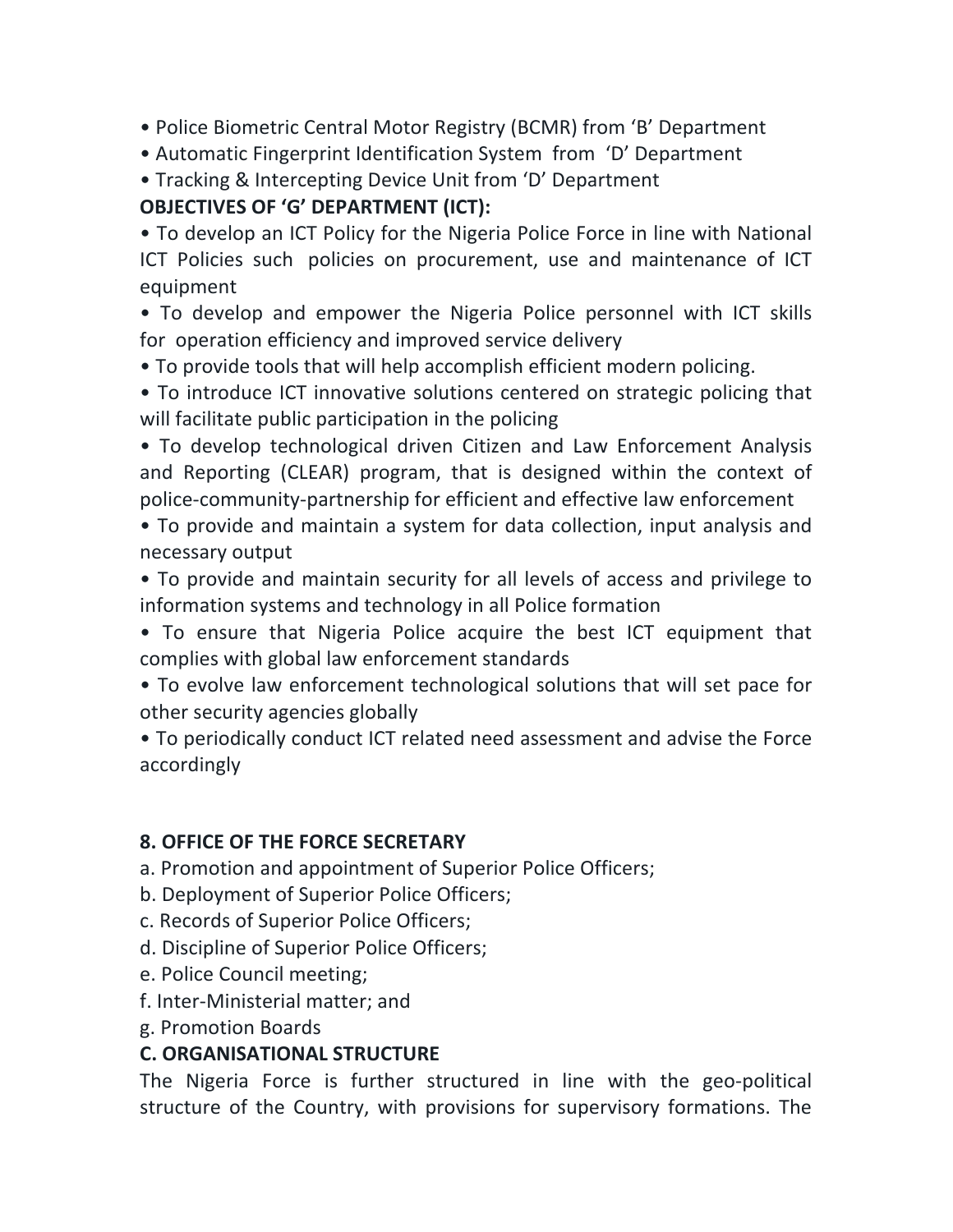- Police Biometric Central Motor Registry (BCMR) from 'B' Department
- Automatic Fingerprint Identification System from 'D' Department
- Tracking & Intercepting Device Unit from 'D' Department

**OBJECTIVES OF 'G' DEPARTMENT (ICT):**

- To develop an ICT Policy for the Nigeria Police Force in line with National ICT Policies such policies on procurement, use and maintenance of ICT equipment
- To develop and empower the Nigeria Police personnel with ICT skills for operation efficiency and improved service delivery
- To provide tools that will help accomplish efficient modern policing.
- To introduce ICT innovative solutions centered on strategic policing that will facilitate public participation in the policing
- To develop technological driven Citizen and Law Enforcement Analysis and Reporting (CLEAR) program, that is designed within the context of police-community-partnership for efficient and effective law enforcement
- To provide and maintain a system for data collection, input analysis and necessary output
- To provide and maintain security for all levels of access and privilege to information systems and technology in all Police formation
- To ensure that Nigeria Police acquire the best ICT equipment that complies with global law enforcement standards
- To evolve law enforcement technological solutions that will set pace for other security agencies globally
- To periodically conduct ICT related need assessment and advise the Force accordingly

**8. OFFICE OF THE FORCE SECRETARY**

a. Promotion and appointment of Superior Police Officers;
b. Deployment of Superior Police Officers;
c. Records of Superior Police Officers;
d. Discipline of Superior Police Officers;
e. Police Council meeting;
f. Inter-Ministerial matter; and
g. Promotion Boards

**C. ORGANISATIONAL STRUCTURE**

The Nigeria Force is further structured in line with the geo-political structure of the Country, with provisions for supervisory formations. The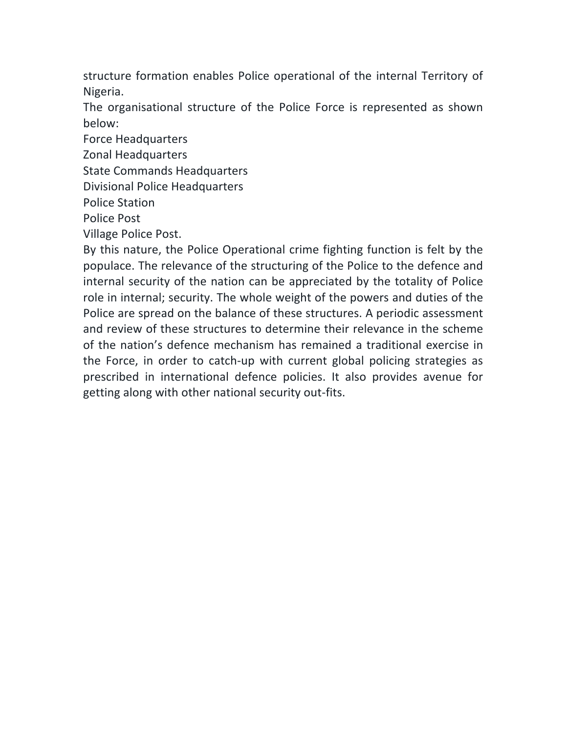structure formation enables Police operational of the internal Territory of Nigeria.

The organisational structure of the Police Force is represented as shown below:

Force Headquarters
Zonal Headquarters
State Commands Headquarters
Divisional Police Headquarters
Police Station
Police Post
Village Police Post.

By this nature, the Police Operational crime fighting function is felt by the populace. The relevance of the structuring of the Police to the defence and internal security of the nation can be appreciated by the totality of Police role in internal; security. The whole weight of the powers and duties of the Police are spread on the balance of these structures. A periodic assessment and review of these structures to determine their relevance in the scheme of the nation's defence mechanism has remained a traditional exercise in the Force, in order to catch-up with current global policing strategies as prescribed in international defence policies. It also provides avenue for getting along with other national security out-fits.